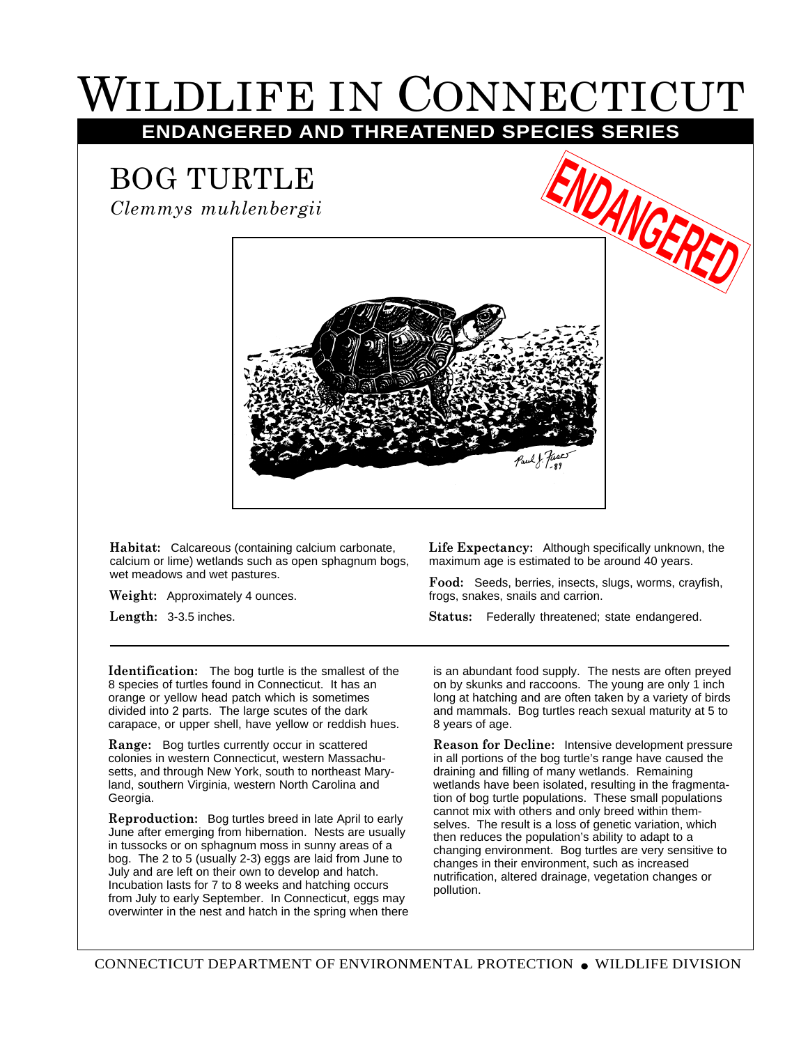# WILDLIFE IN CONNECTICUT

## ENDANGERED AND THREATENED SPECIES SERIES

## BOG TURTLE

*Clemmys muhlenbergii*

ENDANGERED

**Habitat:** Calcareous (containing calcium carbonate, calcium or lime) wetlands such as open sphagnum bogs, wet meadows and wet pastures.

**Weight:** Approximately 4 ounces.

**Length:** 3-3.5 inches.

**Life Expectancy:** Although specifically unknown, the maximum age is estimated to be around 40 years.

**Food:** Seeds, berries, insects, slugs, worms, crayfish, frogs, snakes, snails and carrion.

**Status:** Federally threatened; state endangered.

---

**Identification:** The bog turtle is the smallest of the 8 species of turtles found in Connecticut. It has an orange or yellow head patch which is sometimes divided into 2 parts. The large scutes of the dark carapace, or upper shell, have yellow or reddish hues.

**Range:** Bog turtles currently occur in scattered colonies in western Connecticut, western Massachusetts, and through New York, south to northeast Maryland, southern Virginia, western North Carolina and Georgia.

**Reproduction:** Bog turtles breed in late April to early June after emerging from hibernation. Nests are usually in tussocks or on sphagnum moss in sunny areas of a bog. The 2 to 5 (usually 2-3) eggs are laid from June to July and are left on their own to develop and hatch. Incubation lasts for 7 to 8 weeks and hatching occurs from July to early September. In Connecticut, eggs may overwinter in the nest and hatch in the spring when there is an abundant food supply. The nests are often preyed on by skunks and raccoons. The young are only 1 inch long at hatching and are often taken by a variety of birds and mammals. Bog turtles reach sexual maturity at 5 to 8 years of age.

**Reason for Decline:** Intensive development pressure in all portions of the bog turtle's range have caused the draining and filling of many wetlands. Remaining wetlands have been isolated, resulting in the fragmentation of bog turtle populations. These small populations cannot mix with others and only breed within themselves. The result is a loss of genetic variation, which then reduces the population's ability to adapt to a changing environment. Bog turtles are very sensitive to changes in their environment, such as increased nutrification, altered drainage, vegetation changes or pollution.

CONNECTICUT DEPARTMENT OF ENVIRONMENTAL PROTECTION • WILDLIFE DIVISION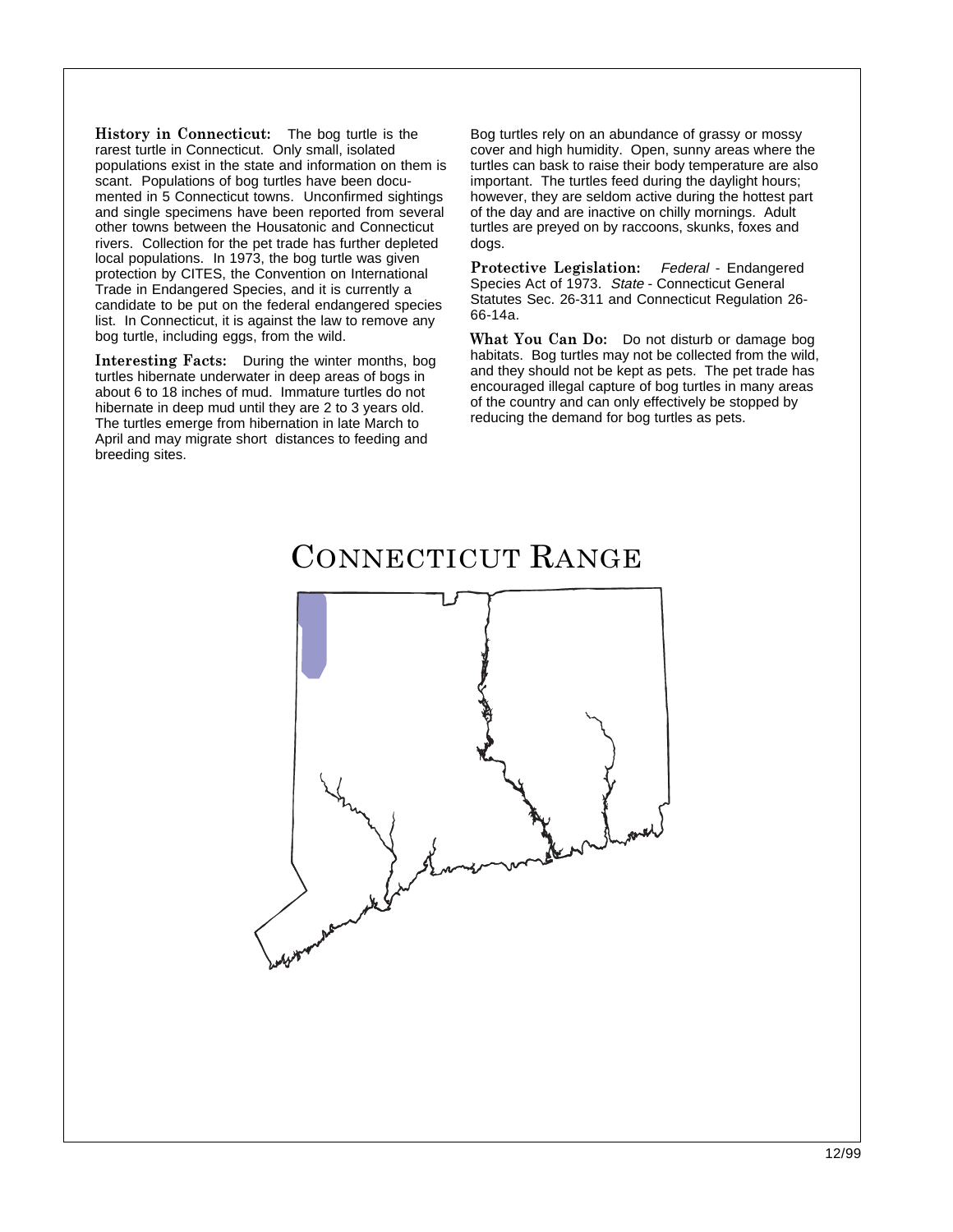**History in Connecticut:** The bog turtle is the rarest turtle in Connecticut. Only small, isolated populations exist in the state and information on them is scant. Populations of bog turtles have been documented in 5 Connecticut towns. Unconfirmed sightings and single specimens have been reported from several other towns between the Housatonic and Connecticut rivers. Collection for the pet trade has further depleted local populations. In 1973, the bog turtle was given protection by CITES, the Convention on International Trade in Endangered Species, and it is currently a candidate to be put on the federal endangered species list. In Connecticut, it is against the law to remove any bog turtle, including eggs, from the wild.

**Interesting Facts:** During the winter months, bog turtles hibernate underwater in deep areas of bogs in about 6 to 18 inches of mud. Immature turtles do not hibernate in deep mud until they are 2 to 3 years old. The turtles emerge from hibernation in late March to April and may migrate short distances to feeding and breeding sites.

Bog turtles rely on an abundance of grassy or mossy cover and high humidity. Open, sunny areas where the turtles can bask to raise their body temperature are also important. The turtles feed during the daylight hours; however, they are seldom active during the hottest part of the day and are inactive on chilly mornings. Adult turtles are preyed on by raccoons, skunks, foxes and dogs.

**Protective Legislation:** *Federal* - Endangered Species Act of 1973. *State* - Connecticut General Statutes Sec. 26-311 and Connecticut Regulation 26-66-14a.

**What You Can Do:** Do not disturb or damage bog habitats. Bog turtles may not be collected from the wild, and they should not be kept as pets. The pet trade has encouraged illegal capture of bog turtles in many areas of the country and can only effectively be stopped by reducing the demand for bog turtles as pets.

## Connecticut Range

12/99